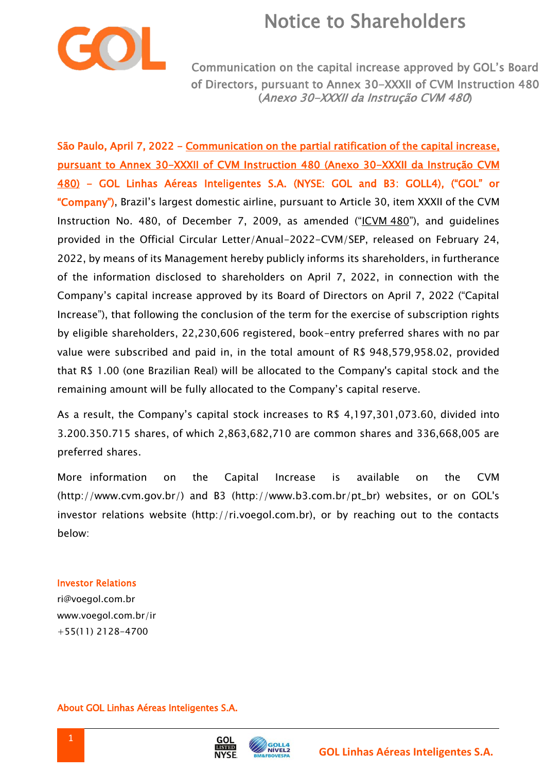# Notice to Shareholders

Communication on the capital increase approved by GOL's Board of Directors, pursuant to Annex 30-XXXII of CVM Instruction 480 (*Anexo 30-XXXII da Instrução CVM 480*)

**São Paulo, April 7, 2022 - Communication on the partial ratification of the capital increase, pursuant to Annex 30-XXXII of CVM Instruction 480 (Anexo 30-XXXII da Instrução CVM 480) - GOL Linhas Aéreas Inteligentes S.A. (NYSE: GOL and B3: GOLL4), ("GOL" or "Company")**, Brazil's largest domestic airline, pursuant to Article 30, item XXXII of the CVM Instruction No. 480, of December 7, 2009, as amended ("ICVM 480"), and guidelines provided in the Official Circular Letter/Anual-2022-CVM/SEP, released on February 24, 2022, by means of its Management hereby publicly informs its shareholders, in furtherance of the information disclosed to shareholders on April 7, 2022, in connection with the Company's capital increase approved by its Board of Directors on April 7, 2022 ("Capital Increase"), that following the conclusion of the term for the exercise of subscription rights by eligible shareholders, 22,230,606 registered, book-entry preferred shares with no par value were subscribed and paid in, in the total amount of R$ 948,579,958.02, provided that R$ 1.00 (one Brazilian Real) will be allocated to the Company's capital stock and the remaining amount will be fully allocated to the Company's capital reserve.

As a result, the Company's capital stock increases to R$ 4,197,301,073.60, divided into 3.200.350.715 shares, of which 2,863,682,710 are common shares and 336,668,005 are preferred shares.

More information on the Capital Increase is available on the CVM (http://www.cvm.gov.br/) and B3 (http://www.b3.com.br/pt_br) websites, or on GOL's investor relations website (http://ri.voegol.com.br), or by reaching out to the contacts below:

**Investor Relations**
ri@voegol.com.br
www.voegol.com.br/ir
+55(11) 2128-4700

**About GOL Linhas Aéreas Inteligentes S.A.**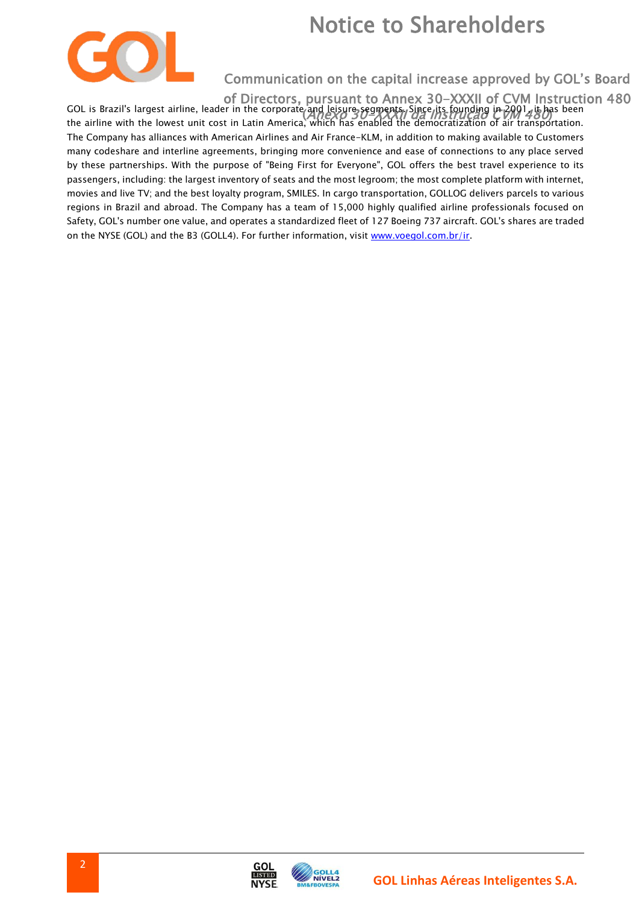GOL is Brazil's largest airline, leader in the corporate and leisure segments. Since its founding in 2001, it has been the airline with the lowest unit cost in Latin America, which has enabled the democratization of air transportation. The Company has alliances with American Airlines and Air France-KLM, in addition to making available to Customers many codeshare and interline agreements, bringing more convenience and ease of connections to any place served by these partnerships. With the purpose of "Being First for Everyone", GOL offers the best travel experience to its passengers, including: the largest inventory of seats and the most legroom; the most complete platform with internet, movies and live TV; and the best loyalty program, SMILES. In cargo transportation, GOLLOG delivers parcels to various regions in Brazil and abroad. The Company has a team of 15,000 highly qualified airline professionals focused on Safety, GOL's number one value, and operates a standardized fleet of 127 Boeing 737 aircraft. GOL's shares are traded on the NYSE (GOL) and the B3 (GOLL4). For further information, visit www.voegol.com.br/ir.